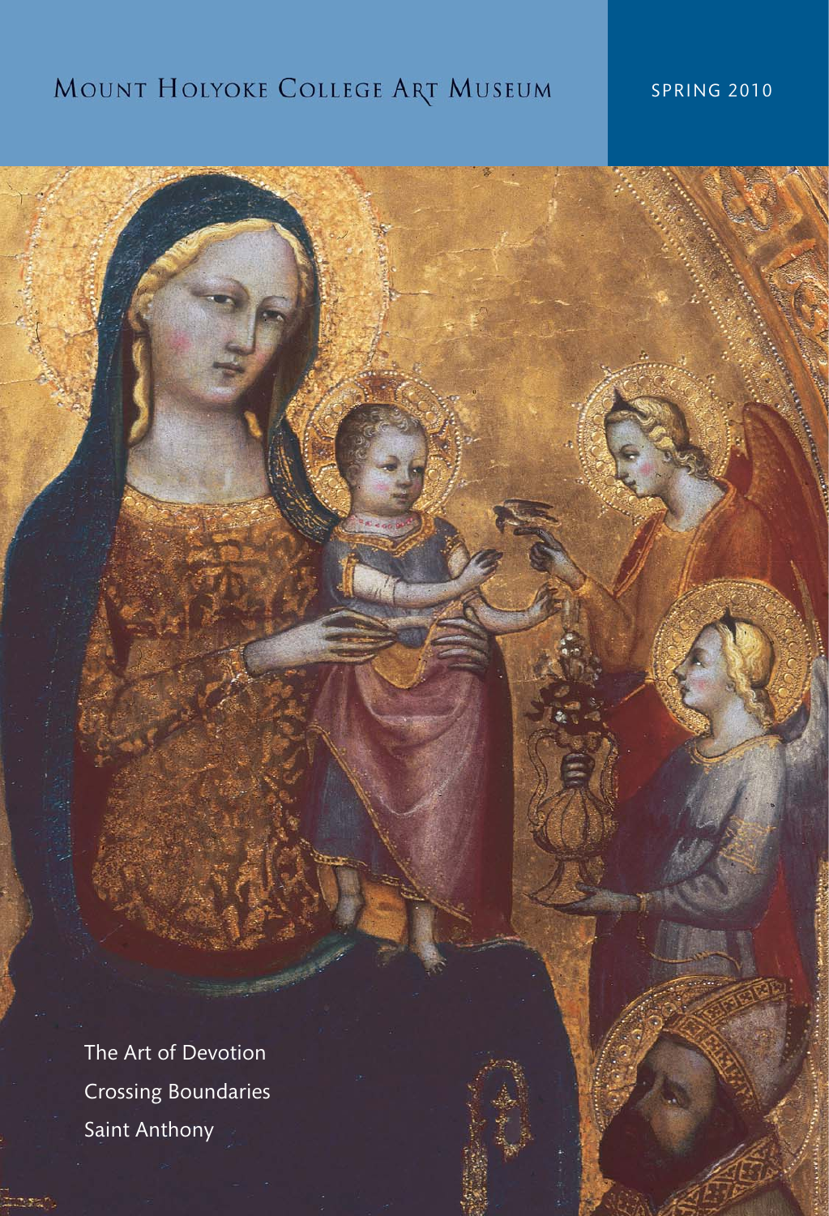# Mount Holyoke College Art Museum

SPRING 2010

The Art of Devotion

Crossing Boundaries

Saint Anthony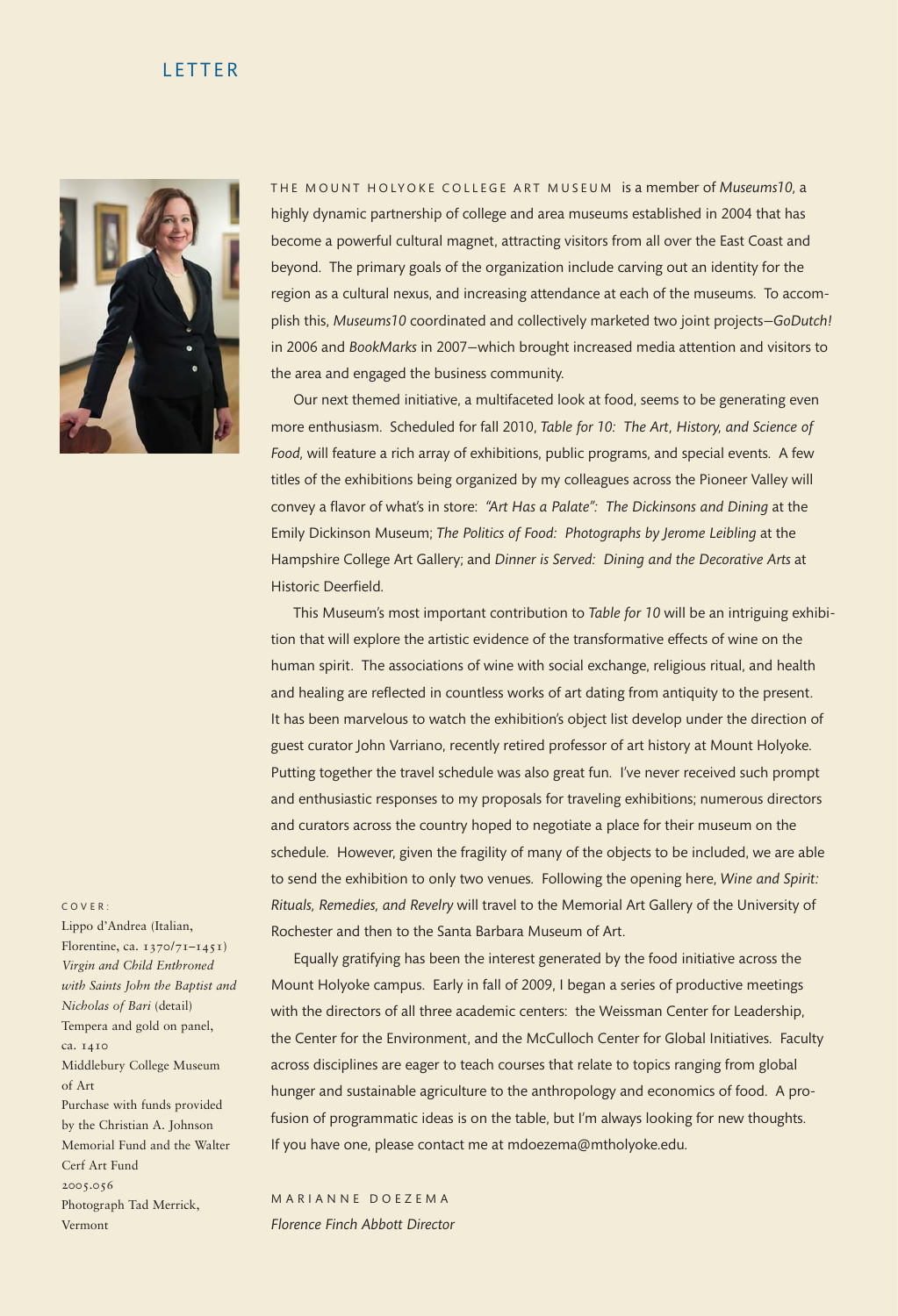# LETTER

THE MOUNT HOLYOKE COLLEGE ART MUSEUM is a member of *Museums10*, a highly dynamic partnership of college and area museums established in 2004 that has become a powerful cultural magnet, attracting visitors from all over the East Coast and beyond. The primary goals of the organization include carving out an identity for the region as a cultural nexus, and increasing attendance at each of the museums. To accomplish this, *Museums10* coordinated and collectively marketed two joint projects—*GoDutch!* in 2006 and *BookMarks* in 2007—which brought increased media attention and visitors to the area and engaged the business community.

Our next themed initiative, a multifaceted look at food, seems to be generating even more enthusiasm. Scheduled for fall 2010, *Table for 10: The Art, History, and Science of Food*, will feature a rich array of exhibitions, public programs, and special events. A few titles of the exhibitions being organized by my colleagues across the Pioneer Valley will convey a flavor of what's in store: *"Art Has a Palate": The Dickinsons and Dining* at the Emily Dickinson Museum; *The Politics of Food: Photographs by Jerome Leibling* at the Hampshire College Art Gallery; and *Dinner is Served: Dining and the Decorative Arts* at Historic Deerfield.

This Museum's most important contribution to *Table for 10* will be an intriguing exhibition that will explore the artistic evidence of the transformative effects of wine on the human spirit. The associations of wine with social exchange, religious ritual, and health and healing are reflected in countless works of art dating from antiquity to the present. It has been marvelous to watch the exhibition's object list develop under the direction of guest curator John Varriano, recently retired professor of art history at Mount Holyoke. Putting together the travel schedule was also great fun. I've never received such prompt and enthusiastic responses to my proposals for traveling exhibitions; numerous directors and curators across the country hoped to negotiate a place for their museum on the schedule. However, given the fragility of many of the objects to be included, we are able to send the exhibition to only two venues. Following the opening here, *Wine and Spirit: Rituals, Remedies, and Revelry* will travel to the Memorial Art Gallery of the University of Rochester and then to the Santa Barbara Museum of Art.

Equally gratifying has been the interest generated by the food initiative across the Mount Holyoke campus. Early in fall of 2009, I began a series of productive meetings with the directors of all three academic centers: the Weissman Center for Leadership, the Center for the Environment, and the McCulloch Center for Global Initiatives. Faculty across disciplines are eager to teach courses that relate to topics ranging from global hunger and sustainable agriculture to the anthropology and economics of food. A profusion of programmatic ideas is on the table, but I'm always looking for new thoughts. If you have one, please contact me at mdoezema@mtholyoke.edu.

MARIANNE DOEZEMA
*Florence Finch Abbott Director*

COVER:
Lippo d'Andrea (Italian, Florentine, ca. 1370/71–1451)
*Virgin and Child Enthroned with Saints John the Baptist and Nicholas of Bari* (detail)
Tempera and gold on panel, ca. 1410
Middlebury College Museum of Art
Purchase with funds provided by the Christian A. Johnson Memorial Fund and the Walter Cerf Art Fund
2005.056
Photograph Tad Merrick, Vermont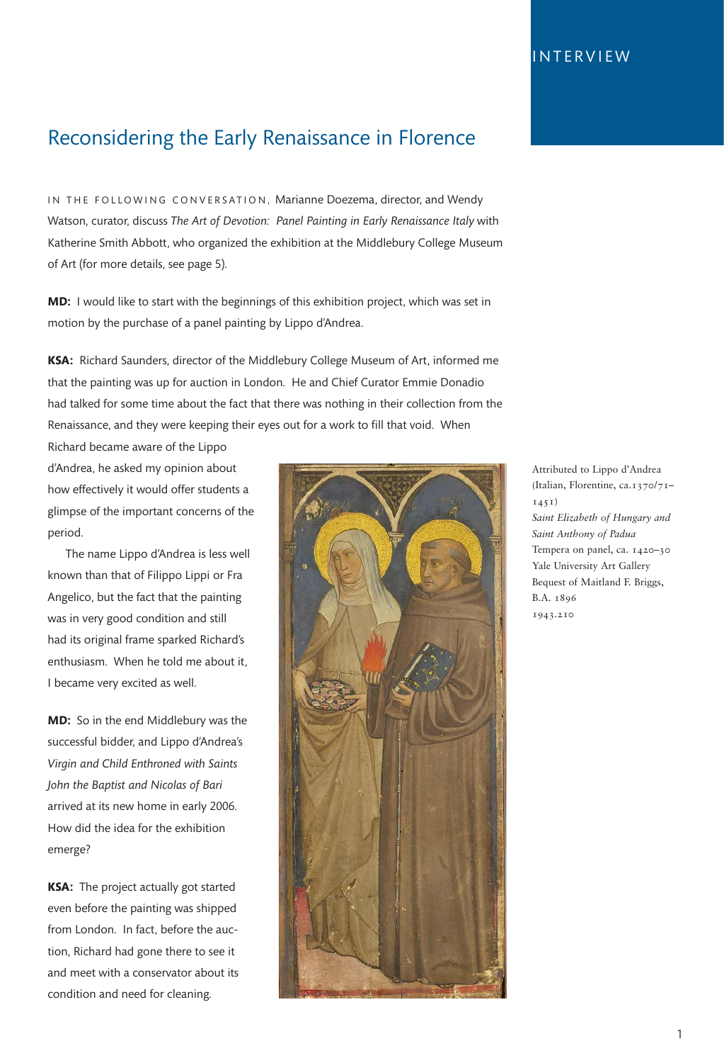INTERVIEW

# Reconsidering the Early Renaissance in Florence

IN THE FOLLOWING CONVERSATION, Marianne Doezema, director, and Wendy Watson, curator, discuss *The Art of Devotion: Panel Painting in Early Renaissance Italy* with Katherine Smith Abbott, who organized the exhibition at the Middlebury College Museum of Art (for more details, see page 5).

**MD:** I would like to start with the beginnings of this exhibition project, which was set in motion by the purchase of a panel painting by Lippo d'Andrea.

**KSA:** Richard Saunders, director of the Middlebury College Museum of Art, informed me that the painting was up for auction in London. He and Chief Curator Emmie Donadio had talked for some time about the fact that there was nothing in their collection from the Renaissance, and they were keeping their eyes out for a work to fill that void. When Richard became aware of the Lippo d'Andrea, he asked my opinion about how effectively it would offer students a glimpse of the important concerns of the period.

The name Lippo d'Andrea is less well known than that of Filippo Lippi or Fra Angelico, but the fact that the painting was in very good condition and still had its original frame sparked Richard's enthusiasm. When he told me about it, I became very excited as well.

**MD:** So in the end Middlebury was the successful bidder, and Lippo d'Andrea's *Virgin and Child Enthroned with Saints John the Baptist and Nicolas of Bari* arrived at its new home in early 2006. How did the idea for the exhibition emerge?

**KSA:** The project actually got started even before the painting was shipped from London. In fact, before the auction, Richard had gone there to see it and meet with a conservator about its condition and need for cleaning.

Attributed to Lippo d'Andrea (Italian, Florentine, ca.1370/71–1451)
*Saint Elizabeth of Hungary and Saint Anthony of Padua*
Tempera on panel, ca. 1420–30
Yale University Art Gallery
Bequest of Maitland F. Briggs, B.A. 1896
1943.210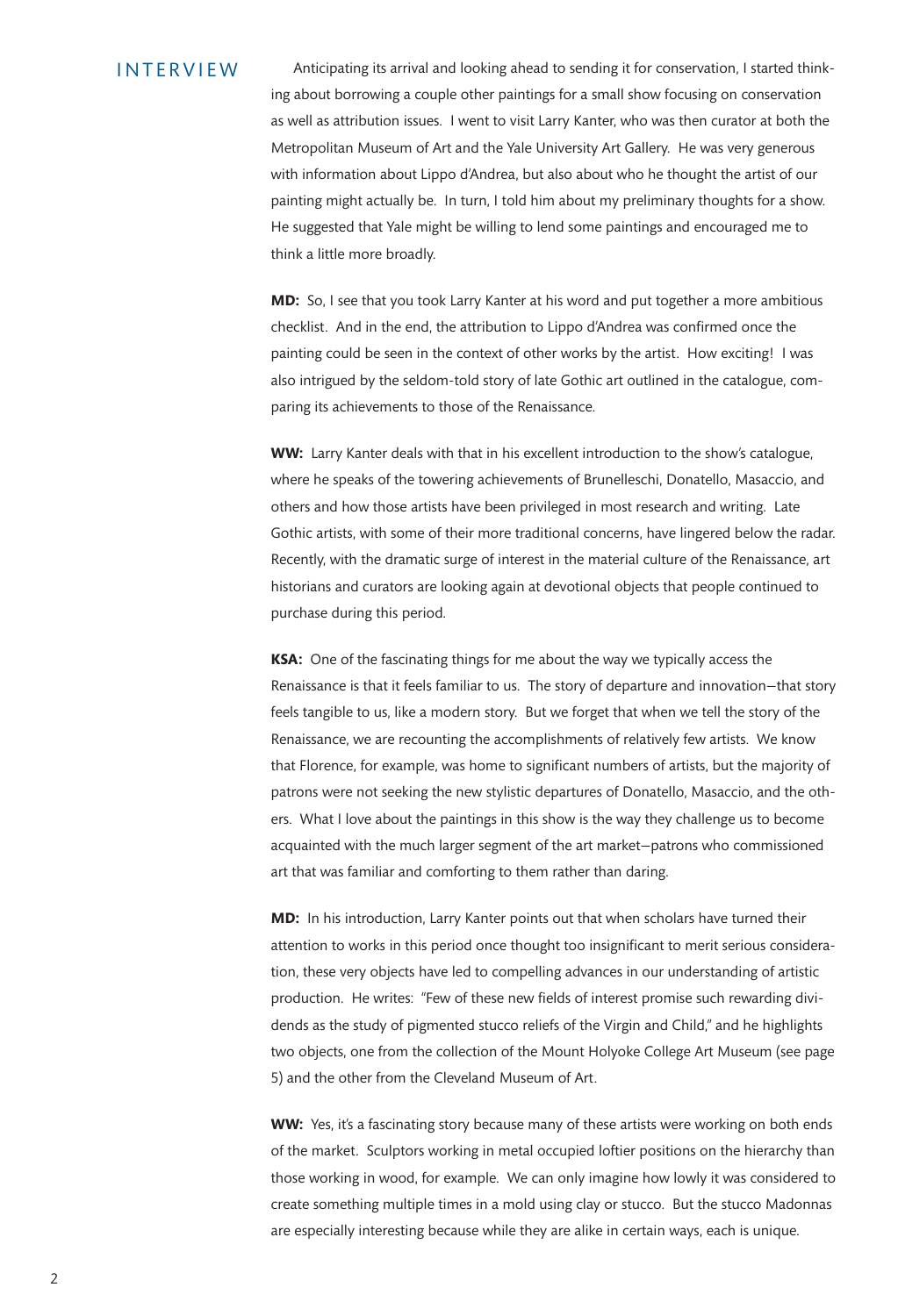INTERVIEW

Anticipating its arrival and looking ahead to sending it for conservation, I started thinking about borrowing a couple other paintings for a small show focusing on conservation as well as attribution issues. I went to visit Larry Kanter, who was then curator at both the Metropolitan Museum of Art and the Yale University Art Gallery. He was very generous with information about Lippo d'Andrea, but also about who he thought the artist of our painting might actually be. In turn, I told him about my preliminary thoughts for a show. He suggested that Yale might be willing to lend some paintings and encouraged me to think a little more broadly.

**MD:** So, I see that you took Larry Kanter at his word and put together a more ambitious checklist. And in the end, the attribution to Lippo d'Andrea was confirmed once the painting could be seen in the context of other works by the artist. How exciting! I was also intrigued by the seldom-told story of late Gothic art outlined in the catalogue, comparing its achievements to those of the Renaissance.

**WW:** Larry Kanter deals with that in his excellent introduction to the show's catalogue, where he speaks of the towering achievements of Brunelleschi, Donatello, Masaccio, and others and how those artists have been privileged in most research and writing. Late Gothic artists, with some of their more traditional concerns, have lingered below the radar. Recently, with the dramatic surge of interest in the material culture of the Renaissance, art historians and curators are looking again at devotional objects that people continued to purchase during this period.

**KSA:** One of the fascinating things for me about the way we typically access the Renaissance is that it feels familiar to us. The story of departure and innovation—that story feels tangible to us, like a modern story. But we forget that when we tell the story of the Renaissance, we are recounting the accomplishments of relatively few artists. We know that Florence, for example, was home to significant numbers of artists, but the majority of patrons were not seeking the new stylistic departures of Donatello, Masaccio, and the others. What I love about the paintings in this show is the way they challenge us to become acquainted with the much larger segment of the art market—patrons who commissioned art that was familiar and comforting to them rather than daring.

**MD:** In his introduction, Larry Kanter points out that when scholars have turned their attention to works in this period once thought too insignificant to merit serious consideration, these very objects have led to compelling advances in our understanding of artistic production. He writes: "Few of these new fields of interest promise such rewarding dividends as the study of pigmented stucco reliefs of the Virgin and Child," and he highlights two objects, one from the collection of the Mount Holyoke College Art Museum (see page 5) and the other from the Cleveland Museum of Art.

**WW:** Yes, it's a fascinating story because many of these artists were working on both ends of the market. Sculptors working in metal occupied loftier positions on the hierarchy than those working in wood, for example. We can only imagine how lowly it was considered to create something multiple times in a mold using clay or stucco. But the stucco Madonnas are especially interesting because while they are alike in certain ways, each is unique.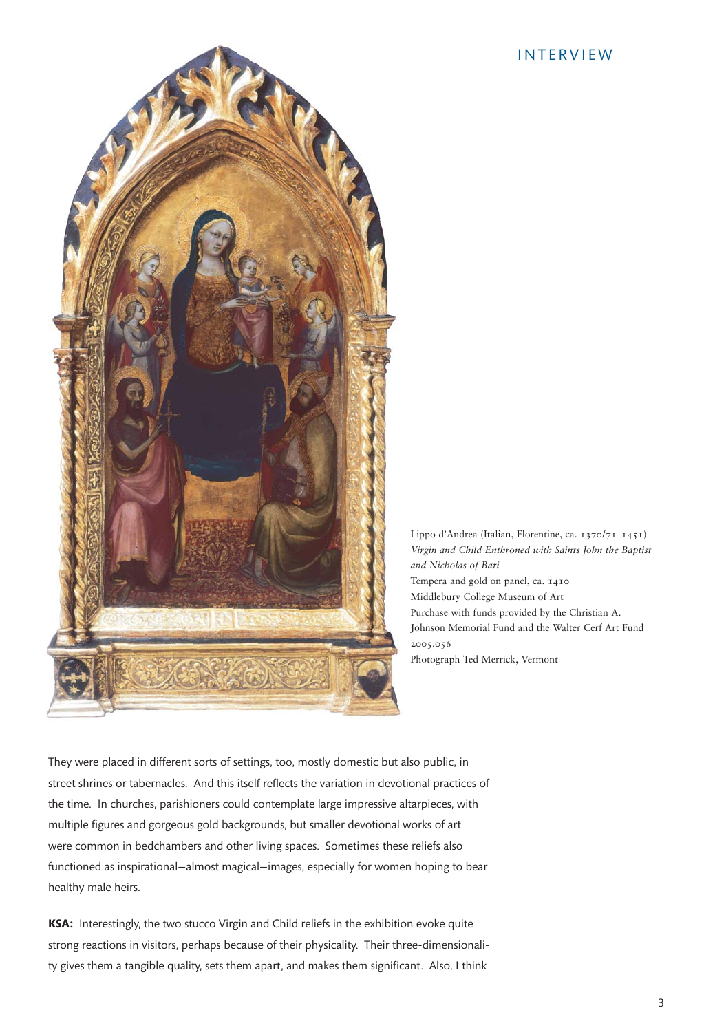Lippo d'Andrea (Italian, Florentine, ca. 1370/71–1451)
*Virgin and Child Enthroned with Saints John the Baptist and Nicholas of Bari*
Tempera and gold on panel, ca. 1410
Middlebury College Museum of Art
Purchase with funds provided by the Christian A. Johnson Memorial Fund and the Walter Cerf Art Fund
2005.056
Photograph Ted Merrick, Vermont

They were placed in different sorts of settings, too, mostly domestic but also public, in street shrines or tabernacles. And this itself reflects the variation in devotional practices of the time. In churches, parishioners could contemplate large impressive altarpieces, with multiple figures and gorgeous gold backgrounds, but smaller devotional works of art were common in bedchambers and other living spaces. Sometimes these reliefs also functioned as inspirational—almost magical—images, especially for women hoping to bear healthy male heirs.

**KSA:** Interestingly, the two stucco Virgin and Child reliefs in the exhibition evoke quite strong reactions in visitors, perhaps because of their physicality. Their three-dimensionality gives them a tangible quality, sets them apart, and makes them significant. Also, I think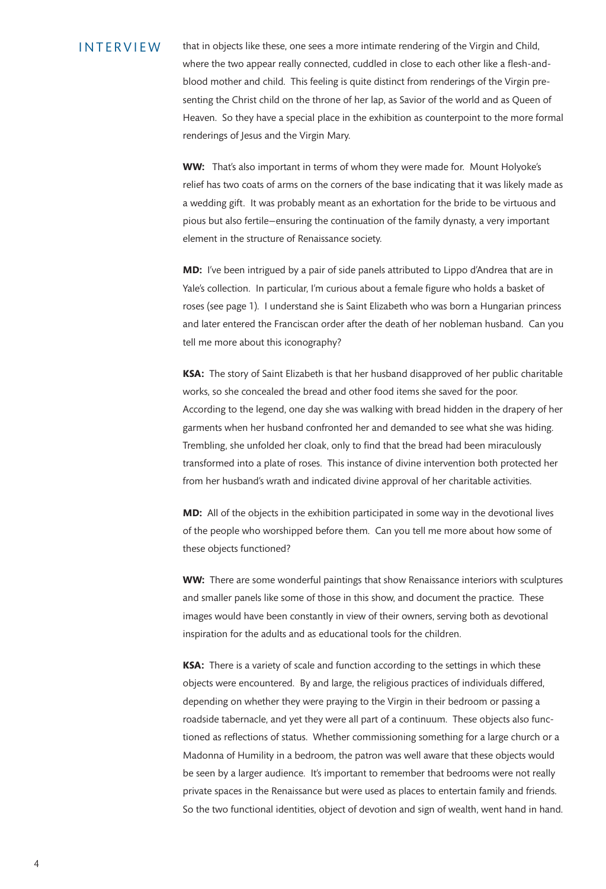INTERVIEW

that in objects like these, one sees a more intimate rendering of the Virgin and Child, where the two appear really connected, cuddled in close to each other like a flesh-and-blood mother and child. This feeling is quite distinct from renderings of the Virgin presenting the Christ child on the throne of her lap, as Savior of the world and as Queen of Heaven. So they have a special place in the exhibition as counterpoint to the more formal renderings of Jesus and the Virgin Mary.

**WW:** That's also important in terms of whom they were made for. Mount Holyoke's relief has two coats of arms on the corners of the base indicating that it was likely made as a wedding gift. It was probably meant as an exhortation for the bride to be virtuous and pious but also fertile—ensuring the continuation of the family dynasty, a very important element in the structure of Renaissance society.

**MD:** I've been intrigued by a pair of side panels attributed to Lippo d'Andrea that are in Yale's collection. In particular, I'm curious about a female figure who holds a basket of roses (see page 1). I understand she is Saint Elizabeth who was born a Hungarian princess and later entered the Franciscan order after the death of her nobleman husband. Can you tell me more about this iconography?

**KSA:** The story of Saint Elizabeth is that her husband disapproved of her public charitable works, so she concealed the bread and other food items she saved for the poor. According to the legend, one day she was walking with bread hidden in the drapery of her garments when her husband confronted her and demanded to see what she was hiding. Trembling, she unfolded her cloak, only to find that the bread had been miraculously transformed into a plate of roses. This instance of divine intervention both protected her from her husband's wrath and indicated divine approval of her charitable activities.

**MD:** All of the objects in the exhibition participated in some way in the devotional lives of the people who worshipped before them. Can you tell me more about how some of these objects functioned?

**WW:** There are some wonderful paintings that show Renaissance interiors with sculptures and smaller panels like some of those in this show, and document the practice. These images would have been constantly in view of their owners, serving both as devotional inspiration for the adults and as educational tools for the children.

**KSA:** There is a variety of scale and function according to the settings in which these objects were encountered. By and large, the religious practices of individuals differed, depending on whether they were praying to the Virgin in their bedroom or passing a roadside tabernacle, and yet they were all part of a continuum. These objects also functioned as reflections of status. Whether commissioning something for a large church or a Madonna of Humility in a bedroom, the patron was well aware that these objects would be seen by a larger audience. It's important to remember that bedrooms were not really private spaces in the Renaissance but were used as places to entertain family and friends. So the two functional identities, object of devotion and sign of wealth, went hand in hand.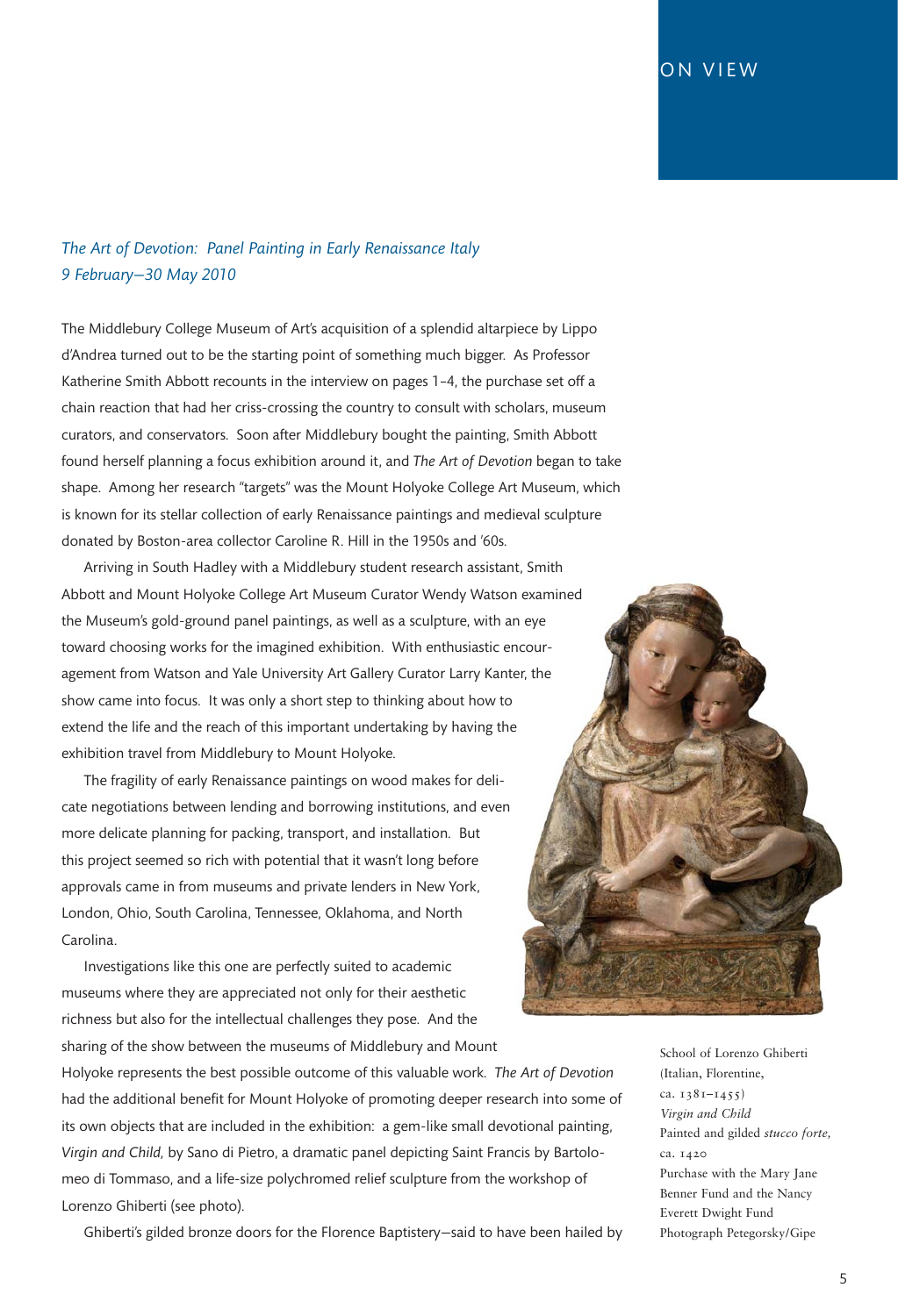## ON VIEW

*The Art of Devotion: Panel Painting in Early Renaissance Italy*
*9 February–30 May 2010*

The Middlebury College Museum of Art's acquisition of a splendid altarpiece by Lippo d'Andrea turned out to be the starting point of something much bigger. As Professor Katherine Smith Abbott recounts in the interview on pages 1–4, the purchase set off a chain reaction that had her criss-crossing the country to consult with scholars, museum curators, and conservators. Soon after Middlebury bought the painting, Smith Abbott found herself planning a focus exhibition around it, and *The Art of Devotion* began to take shape. Among her research "targets" was the Mount Holyoke College Art Museum, which is known for its stellar collection of early Renaissance paintings and medieval sculpture donated by Boston-area collector Caroline R. Hill in the 1950s and '60s.

Arriving in South Hadley with a Middlebury student research assistant, Smith Abbott and Mount Holyoke College Art Museum Curator Wendy Watson examined the Museum's gold-ground panel paintings, as well as a sculpture, with an eye toward choosing works for the imagined exhibition. With enthusiastic encouragement from Watson and Yale University Art Gallery Curator Larry Kanter, the show came into focus. It was only a short step to thinking about how to extend the life and the reach of this important undertaking by having the exhibition travel from Middlebury to Mount Holyoke.

The fragility of early Renaissance paintings on wood makes for delicate negotiations between lending and borrowing institutions, and even more delicate planning for packing, transport, and installation. But this project seemed so rich with potential that it wasn't long before approvals came in from museums and private lenders in New York, London, Ohio, South Carolina, Tennessee, Oklahoma, and North Carolina.

Investigations like this one are perfectly suited to academic museums where they are appreciated not only for their aesthetic richness but also for the intellectual challenges they pose. And the sharing of the show between the museums of Middlebury and Mount Holyoke represents the best possible outcome of this valuable work. *The Art of Devotion* had the additional benefit for Mount Holyoke of promoting deeper research into some of its own objects that are included in the exhibition: a gem-like small devotional painting, *Virgin and Child,* by Sano di Pietro, a dramatic panel depicting Saint Francis by Bartolomeo di Tommaso, and a life-size polychromed relief sculpture from the workshop of Lorenzo Ghiberti (see photo).

Ghiberti's gilded bronze doors for the Florence Baptistery—said to have been hailed by

School of Lorenzo Ghiberti
(Italian, Florentine, ca. 1381–1455)
*Virgin and Child*
Painted and gilded *stucco forte*, ca. 1420
Purchase with the Mary Jane Benner Fund and the Nancy Everett Dwight Fund
Photograph Petegorsky/Gipe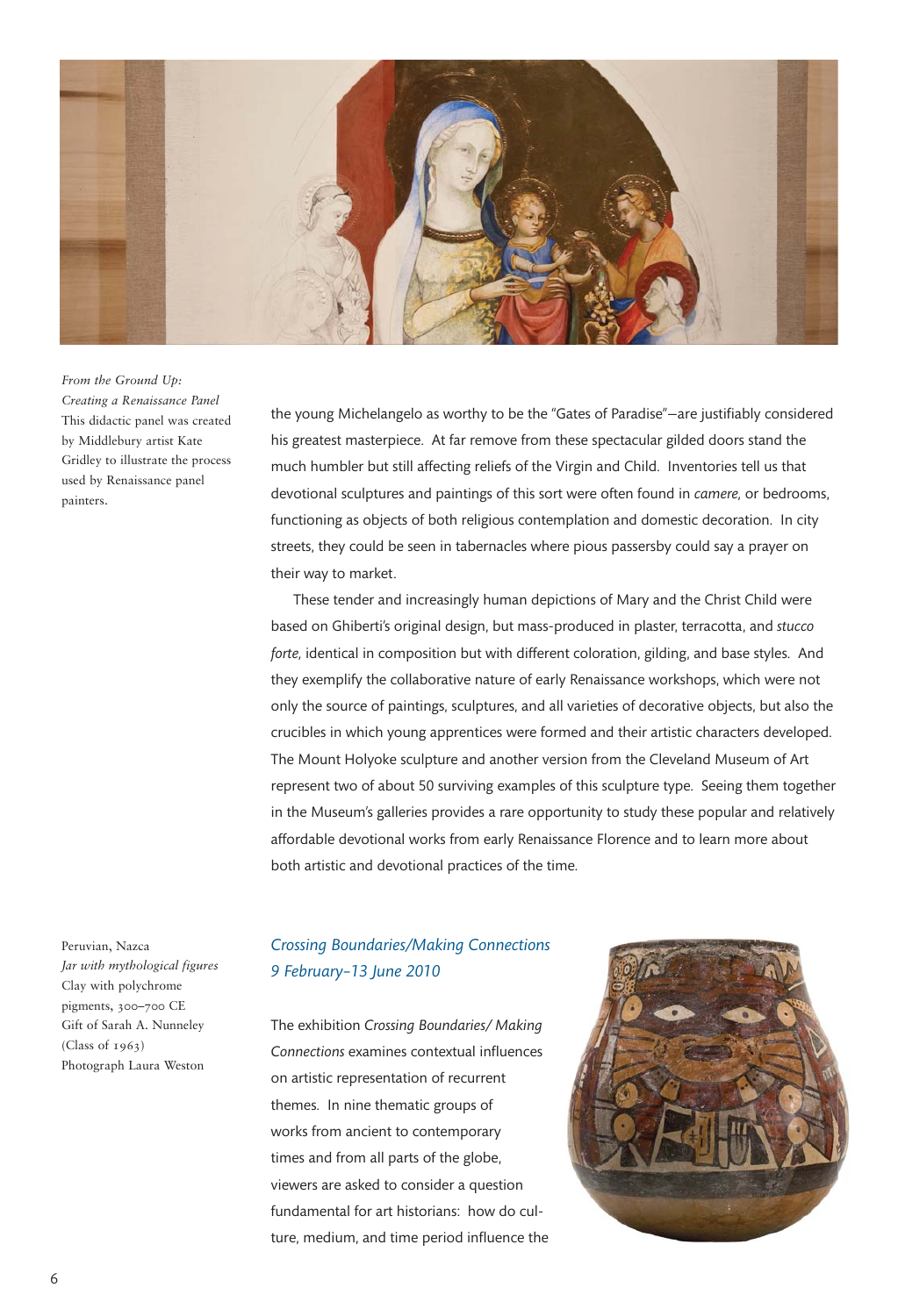*From the Ground Up: Creating a Renaissance Panel*
This didactic panel was created by Middlebury artist Kate Gridley to illustrate the process used by Renaissance panel painters.

the young Michelangelo as worthy to be the "Gates of Paradise"—are justifiably considered his greatest masterpiece. At far remove from these spectacular gilded doors stand the much humbler but still affecting reliefs of the Virgin and Child. Inventories tell us that devotional sculptures and paintings of this sort were often found in *camere,* or bedrooms, functioning as objects of both religious contemplation and domestic decoration. In city streets, they could be seen in tabernacles where pious passersby could say a prayer on their way to market.

These tender and increasingly human depictions of Mary and the Christ Child were based on Ghiberti's original design, but mass-produced in plaster, terracotta, and *stucco forte,* identical in composition but with different coloration, gilding, and base styles. And they exemplify the collaborative nature of early Renaissance workshops, which were not only the source of paintings, sculptures, and all varieties of decorative objects, but also the crucibles in which young apprentices were formed and their artistic characters developed. The Mount Holyoke sculpture and another version from the Cleveland Museum of Art represent two of about 50 surviving examples of this sculpture type. Seeing them together in the Museum's galleries provides a rare opportunity to study these popular and relatively affordable devotional works from early Renaissance Florence and to learn more about both artistic and devotional practices of the time.

Peruvian, Nazca
*Jar with mythological figures*
Clay with polychrome pigments, 300–700 CE
Gift of Sarah A. Nunneley (Class of 1963)
Photograph Laura Weston

## *Crossing Boundaries/Making Connections*
*9 February–13 June 2010*

The exhibition *Crossing Boundaries/ Making Connections* examines contextual influences on artistic representation of recurrent themes. In nine thematic groups of works from ancient to contemporary times and from all parts of the globe, viewers are asked to consider a question fundamental for art historians: how do culture, medium, and time period influence the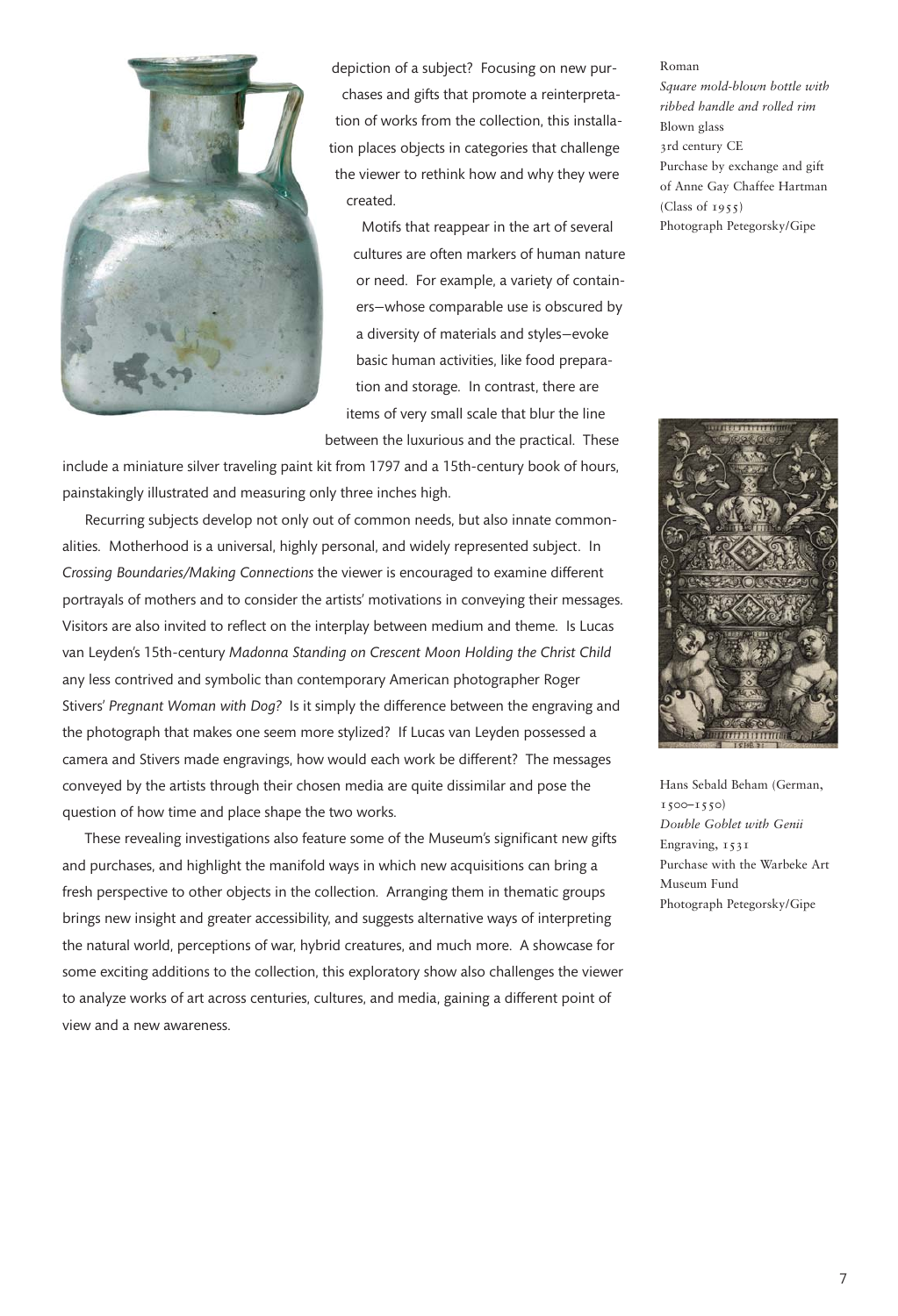depiction of a subject? Focusing on new purchases and gifts that promote a reinterpretation of works from the collection, this installation places objects in categories that challenge the viewer to rethink how and why they were created.

Motifs that reappear in the art of several cultures are often markers of human nature or need. For example, a variety of containers—whose comparable use is obscured by a diversity of materials and styles—evoke basic human activities, like food preparation and storage. In contrast, there are items of very small scale that blur the line between the luxurious and the practical. These include a miniature silver traveling paint kit from 1797 and a 15th-century book of hours, painstakingly illustrated and measuring only three inches high.

Recurring subjects develop not only out of common needs, but also innate commonalities. Motherhood is a universal, highly personal, and widely represented subject. In *Crossing Boundaries/Making Connections* the viewer is encouraged to examine different portrayals of mothers and to consider the artists' motivations in conveying their messages. Visitors are also invited to reflect on the interplay between medium and theme. Is Lucas van Leyden's 15th-century *Madonna Standing on Crescent Moon Holding the Christ Child* any less contrived and symbolic than contemporary American photographer Roger Stivers' *Pregnant Woman with Dog?* Is it simply the difference between the engraving and the photograph that makes one seem more stylized? If Lucas van Leyden possessed a camera and Stivers made engravings, how would each work be different? The messages conveyed by the artists through their chosen media are quite dissimilar and pose the question of how time and place shape the two works.

These revealing investigations also feature some of the Museum's significant new gifts and purchases, and highlight the manifold ways in which new acquisitions can bring a fresh perspective to other objects in the collection. Arranging them in thematic groups brings new insight and greater accessibility, and suggests alternative ways of interpreting the natural world, perceptions of war, hybrid creatures, and much more. A showcase for some exciting additions to the collection, this exploratory show also challenges the viewer to analyze works of art across centuries, cultures, and media, gaining a different point of view and a new awareness.

Roman
*Square mold-blown bottle with ribbed handle and rolled rim*
Blown glass
3rd century CE
Purchase by exchange and gift of Anne Gay Chaffee Hartman (Class of 1955)
Photograph Petegorsky/Gipe

Hans Sebald Beham (German, 1500–1550)
*Double Goblet with Genii*
Engraving, 1531
Purchase with the Warbeke Art Museum Fund
Photograph Petegorsky/Gipe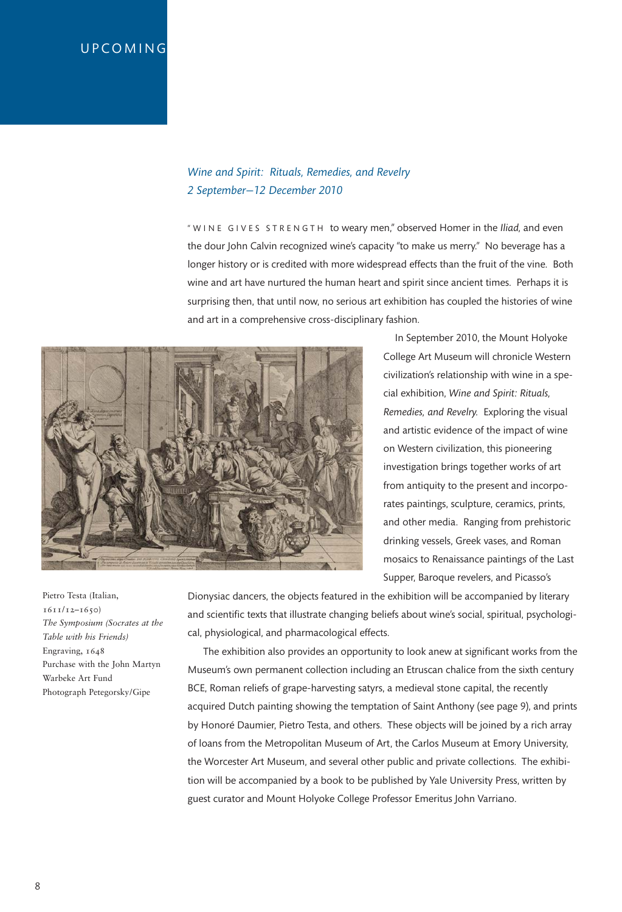UPCOMING

*Wine and Spirit: Rituals, Remedies, and Revelry*
*2 September–12 December 2010*

"WINE GIVES STRENGTH to weary men," observed Homer in the *Iliad*, and even the dour John Calvin recognized wine's capacity "to make us merry." No beverage has a longer history or is credited with more widespread effects than the fruit of the vine. Both wine and art have nurtured the human heart and spirit since ancient times. Perhaps it is surprising then, that until now, no serious art exhibition has coupled the histories of wine and art in a comprehensive cross-disciplinary fashion.

In September 2010, the Mount Holyoke College Art Museum will chronicle Western civilization's relationship with wine in a special exhibition, *Wine and Spirit: Rituals, Remedies, and Revelry*. Exploring the visual and artistic evidence of the impact of wine on Western civilization, this pioneering investigation brings together works of art from antiquity to the present and incorporates paintings, sculpture, ceramics, prints, and other media. Ranging from prehistoric drinking vessels, Greek vases, and Roman mosaics to Renaissance paintings of the Last Supper, Baroque revelers, and Picasso's Dionysiac dancers, the objects featured in the exhibition will be accompanied by literary and scientific texts that illustrate changing beliefs about wine's social, spiritual, psychological, physiological, and pharmacological effects.

The exhibition also provides an opportunity to look anew at significant works from the Museum's own permanent collection including an Etruscan chalice from the sixth century BCE, Roman reliefs of grape-harvesting satyrs, a medieval stone capital, the recently acquired Dutch painting showing the temptation of Saint Anthony (see page 9), and prints by Honoré Daumier, Pietro Testa, and others. These objects will be joined by a rich array of loans from the Metropolitan Museum of Art, the Carlos Museum at Emory University, the Worcester Art Museum, and several other public and private collections. The exhibition will be accompanied by a book to be published by Yale University Press, written by guest curator and Mount Holyoke College Professor Emeritus John Varriano.

Pietro Testa (Italian, 1611/12–1650)
*The Symposium (Socrates at the Table with his Friends)*
Engraving, 1648
Purchase with the John Martyn Warbeke Art Fund
Photograph Petegorsky/Gipe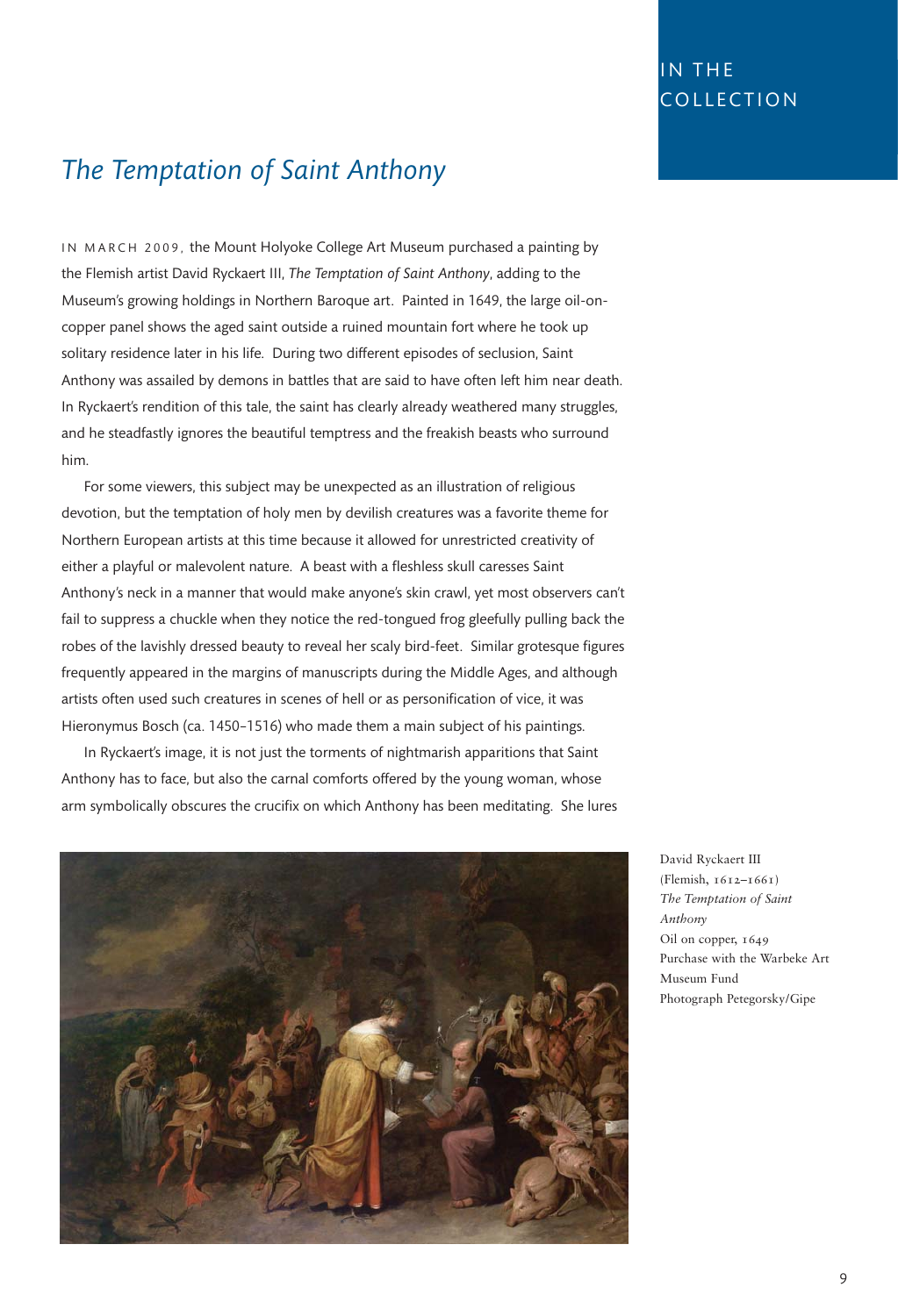IN THE COLLECTION

## *The Temptation of Saint Anthony*

IN MARCH 2009, the Mount Holyoke College Art Museum purchased a painting by the Flemish artist David Ryckaert III, *The Temptation of Saint Anthony*, adding to the Museum's growing holdings in Northern Baroque art. Painted in 1649, the large oil-on-copper panel shows the aged saint outside a ruined mountain fort where he took up solitary residence later in his life. During two different episodes of seclusion, Saint Anthony was assailed by demons in battles that are said to have often left him near death. In Ryckaert's rendition of this tale, the saint has clearly already weathered many struggles, and he steadfastly ignores the beautiful temptress and the freakish beasts who surround him.

For some viewers, this subject may be unexpected as an illustration of religious devotion, but the temptation of holy men by devilish creatures was a favorite theme for Northern European artists at this time because it allowed for unrestricted creativity of either a playful or malevolent nature. A beast with a fleshless skull caresses Saint Anthony's neck in a manner that would make anyone's skin crawl, yet most observers can't fail to suppress a chuckle when they notice the red-tongued frog gleefully pulling back the robes of the lavishly dressed beauty to reveal her scaly bird-feet. Similar grotesque figures frequently appeared in the margins of manuscripts during the Middle Ages, and although artists often used such creatures in scenes of hell or as personification of vice, it was Hieronymus Bosch (ca. 1450–1516) who made them a main subject of his paintings.

In Ryckaert's image, it is not just the torments of nightmarish apparitions that Saint Anthony has to face, but also the carnal comforts offered by the young woman, whose arm symbolically obscures the crucifix on which Anthony has been meditating. She lures

David Ryckaert III
(Flemish, 1612–1661)
*The Temptation of Saint Anthony*
Oil on copper, 1649
Purchase with the Warbeke Art Museum Fund
Photograph Petegorsky/Gipe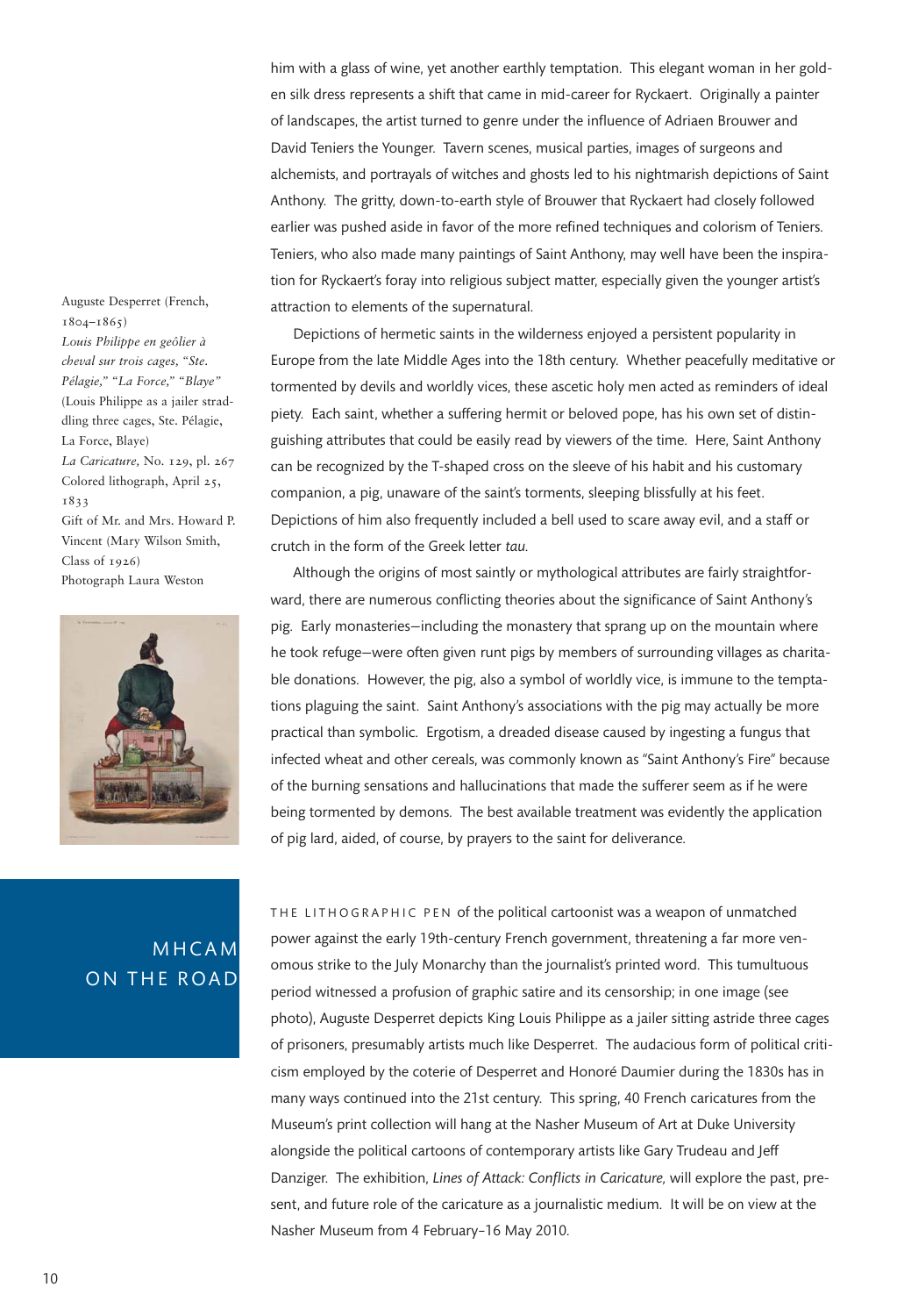him with a glass of wine, yet another earthly temptation. This elegant woman in her golden silk dress represents a shift that came in mid-career for Ryckaert. Originally a painter of landscapes, the artist turned to genre under the influence of Adriaen Brouwer and David Teniers the Younger. Tavern scenes, musical parties, images of surgeons and alchemists, and portrayals of witches and ghosts led to his nightmarish depictions of Saint Anthony. The gritty, down-to-earth style of Brouwer that Ryckaert had closely followed earlier was pushed aside in favor of the more refined techniques and colorism of Teniers. Teniers, who also made many paintings of Saint Anthony, may well have been the inspiration for Ryckaert's foray into religious subject matter, especially given the younger artist's attraction to elements of the supernatural.

Depictions of hermetic saints in the wilderness enjoyed a persistent popularity in Europe from the late Middle Ages into the 18th century. Whether peacefully meditative or tormented by devils and worldly vices, these ascetic holy men acted as reminders of ideal piety. Each saint, whether a suffering hermit or beloved pope, has his own set of distinguishing attributes that could be easily read by viewers of the time. Here, Saint Anthony can be recognized by the T-shaped cross on the sleeve of his habit and his customary companion, a pig, unaware of the saint's torments, sleeping blissfully at his feet. Depictions of him also frequently included a bell used to scare away evil, and a staff or crutch in the form of the Greek letter *tau*.

Although the origins of most saintly or mythological attributes are fairly straightforward, there are numerous conflicting theories about the significance of Saint Anthony's pig. Early monasteries—including the monastery that sprang up on the mountain where he took refuge—were often given runt pigs by members of surrounding villages as charitable donations. However, the pig, also a symbol of worldly vice, is immune to the temptations plaguing the saint. Saint Anthony's associations with the pig may actually be more practical than symbolic. Ergotism, a dreaded disease caused by ingesting a fungus that infected wheat and other cereals, was commonly known as "Saint Anthony's Fire" because of the burning sensations and hallucinations that made the sufferer seem as if he were being tormented by demons. The best available treatment was evidently the application of pig lard, aided, of course, by prayers to the saint for deliverance.

Auguste Desperret (French, 1804–1865)
*Louis Philippe en geôlier à cheval sur trois cages, "Ste. Pélagie," "La Force," "Blaye"* (Louis Philippe as a jailer straddling three cages, Ste. Pélagie, La Force, Blaye)
*La Caricature,* No. 129, pl. 267
Colored lithograph, April 25, 1833
Gift of Mr. and Mrs. Howard P. Vincent (Mary Wilson Smith, Class of 1926)
Photograph Laura Weston

## MHCAM ON THE ROAD

THE LITHOGRAPHIC PEN of the political cartoonist was a weapon of unmatched power against the early 19th-century French government, threatening a far more venomous strike to the July Monarchy than the journalist's printed word. This tumultuous period witnessed a profusion of graphic satire and its censorship; in one image (see photo), Auguste Desperret depicts King Louis Philippe as a jailer sitting astride three cages of prisoners, presumably artists much like Desperret. The audacious form of political criticism employed by the coterie of Desperret and Honoré Daumier during the 1830s has in many ways continued into the 21st century. This spring, 40 French caricatures from the Museum's print collection will hang at the Nasher Museum of Art at Duke University alongside the political cartoons of contemporary artists like Gary Trudeau and Jeff Danziger. The exhibition, *Lines of Attack: Conflicts in Caricature,* will explore the past, present, and future role of the caricature as a journalistic medium. It will be on view at the Nasher Museum from 4 February–16 May 2010.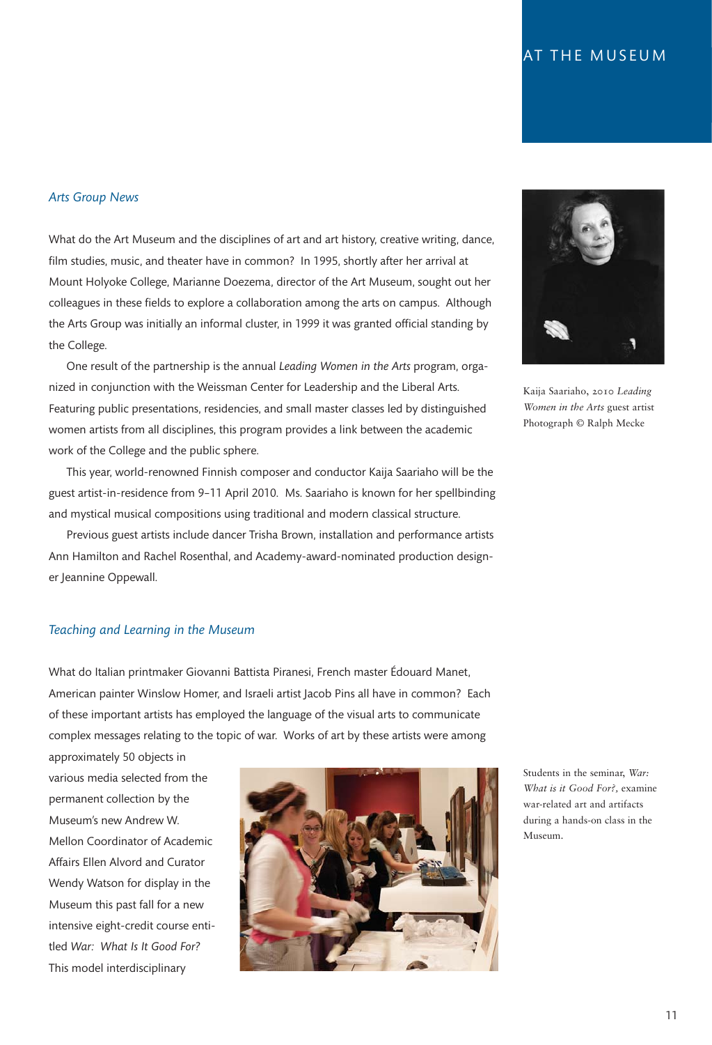# AT THE MUSEUM

## *Arts Group News*

What do the Art Museum and the disciplines of art and art history, creative writing, dance, film studies, music, and theater have in common? In 1995, shortly after her arrival at Mount Holyoke College, Marianne Doezema, director of the Art Museum, sought out her colleagues in these fields to explore a collaboration among the arts on campus. Although the Arts Group was initially an informal cluster, in 1999 it was granted official standing by the College.

One result of the partnership is the annual *Leading Women in the Arts* program, organized in conjunction with the Weissman Center for Leadership and the Liberal Arts. Featuring public presentations, residencies, and small master classes led by distinguished women artists from all disciplines, this program provides a link between the academic work of the College and the public sphere.

This year, world-renowned Finnish composer and conductor Kaija Saariaho will be the guest artist-in-residence from 9–11 April 2010. Ms. Saariaho is known for her spellbinding and mystical musical compositions using traditional and modern classical structure.

Previous guest artists include dancer Trisha Brown, installation and performance artists Ann Hamilton and Rachel Rosenthal, and Academy-award-nominated production designer Jeannine Oppewall.

Kaija Saariaho, 2010 *Leading Women in the Arts* guest artist
Photograph © Ralph Mecke

## *Teaching and Learning in the Museum*

What do Italian printmaker Giovanni Battista Piranesi, French master Édouard Manet, American painter Winslow Homer, and Israeli artist Jacob Pins all have in common? Each of these important artists has employed the language of the visual arts to communicate complex messages relating to the topic of war. Works of art by these artists were among approximately 50 objects in various media selected from the permanent collection by the Museum's new Andrew W. Mellon Coordinator of Academic Affairs Ellen Alvord and Curator Wendy Watson for display in the Museum this past fall for a new intensive eight-credit course entitled *War: What Is It Good For?* This model interdisciplinary

Students in the seminar, *War: What is it Good For?*, examine war-related art and artifacts during a hands-on class in the Museum.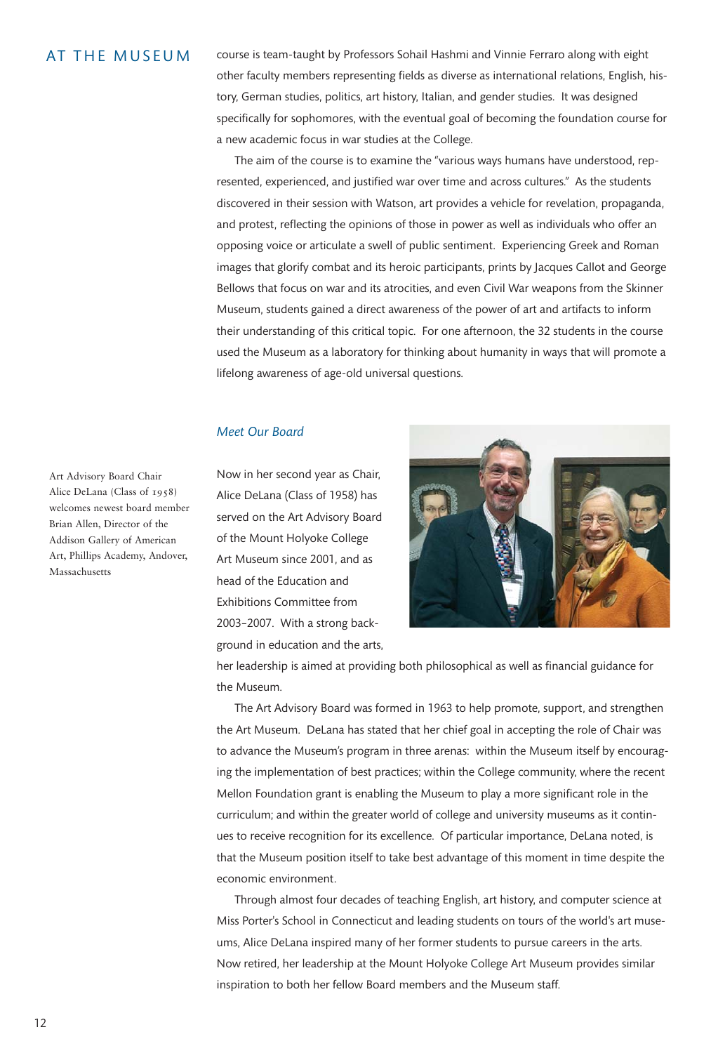course is team-taught by Professors Sohail Hashmi and Vinnie Ferraro along with eight other faculty members representing fields as diverse as international relations, English, history, German studies, politics, art history, Italian, and gender studies. It was designed specifically for sophomores, with the eventual goal of becoming the foundation course for a new academic focus in war studies at the College.

The aim of the course is to examine the "various ways humans have understood, represented, experienced, and justified war over time and across cultures." As the students discovered in their session with Watson, art provides a vehicle for revelation, propaganda, and protest, reflecting the opinions of those in power as well as individuals who offer an opposing voice or articulate a swell of public sentiment. Experiencing Greek and Roman images that glorify combat and its heroic participants, prints by Jacques Callot and George Bellows that focus on war and its atrocities, and even Civil War weapons from the Skinner Museum, students gained a direct awareness of the power of art and artifacts to inform their understanding of this critical topic. For one afternoon, the 32 students in the course used the Museum as a laboratory for thinking about humanity in ways that will promote a lifelong awareness of age-old universal questions.

## *Meet Our Board*

Art Advisory Board Chair Alice DeLana (Class of 1958) welcomes newest board member Brian Allen, Director of the Addison Gallery of American Art, Phillips Academy, Andover, Massachusetts

Now in her second year as Chair, Alice DeLana (Class of 1958) has served on the Art Advisory Board of the Mount Holyoke College Art Museum since 2001, and as head of the Education and Exhibitions Committee from 2003–2007. With a strong background in education and the arts, her leadership is aimed at providing both philosophical as well as financial guidance for the Museum.

The Art Advisory Board was formed in 1963 to help promote, support, and strengthen the Art Museum. DeLana has stated that her chief goal in accepting the role of Chair was to advance the Museum's program in three arenas: within the Museum itself by encouraging the implementation of best practices; within the College community, where the recent Mellon Foundation grant is enabling the Museum to play a more significant role in the curriculum; and within the greater world of college and university museums as it continues to receive recognition for its excellence. Of particular importance, DeLana noted, is that the Museum position itself to take best advantage of this moment in time despite the economic environment.

Through almost four decades of teaching English, art history, and computer science at Miss Porter's School in Connecticut and leading students on tours of the world's art museums, Alice DeLana inspired many of her former students to pursue careers in the arts. Now retired, her leadership at the Mount Holyoke College Art Museum provides similar inspiration to both her fellow Board members and the Museum staff.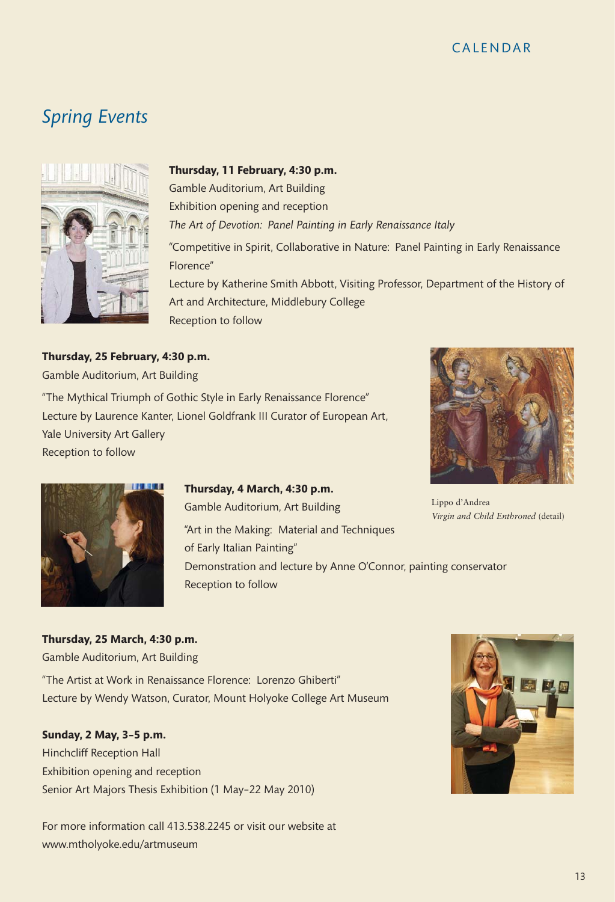CALENDAR

## *Spring Events*

**Thursday, 11 February, 4:30 p.m.**
Gamble Auditorium, Art Building
Exhibition opening and reception
*The Art of Devotion: Panel Painting in Early Renaissance Italy*

"Competitive in Spirit, Collaborative in Nature: Panel Painting in Early Renaissance Florence"
Lecture by Katherine Smith Abbott, Visiting Professor, Department of the History of Art and Architecture, Middlebury College
Reception to follow

**Thursday, 25 February, 4:30 p.m.**
Gamble Auditorium, Art Building

"The Mythical Triumph of Gothic Style in Early Renaissance Florence"
Lecture by Laurence Kanter, Lionel Goldfrank III Curator of European Art, Yale University Art Gallery
Reception to follow

Lippo d'Andrea
*Virgin and Child Enthroned* (detail)

**Thursday, 4 March, 4:30 p.m.**
Gamble Auditorium, Art Building

"Art in the Making: Material and Techniques of Early Italian Painting"
Demonstration and lecture by Anne O'Connor, painting conservator
Reception to follow

**Thursday, 25 March, 4:30 p.m.**
Gamble Auditorium, Art Building

"The Artist at Work in Renaissance Florence: Lorenzo Ghiberti"
Lecture by Wendy Watson, Curator, Mount Holyoke College Art Museum

**Sunday, 2 May, 3–5 p.m.**
Hinchcliff Reception Hall
Exhibition opening and reception
Senior Art Majors Thesis Exhibition (1 May–22 May 2010)

For more information call 413.538.2245 or visit our website at www.mtholyoke.edu/artmuseum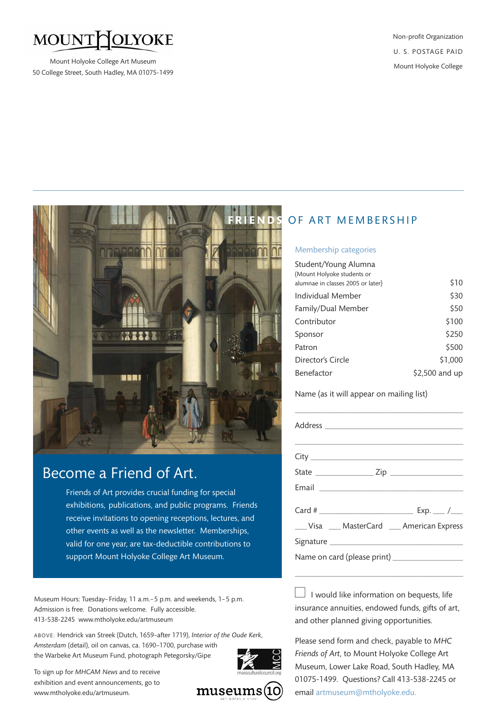MOUNT HOLYOKE

Mount Holyoke College Art Museum
50 College Street, South Hadley, MA 01075-1499

Non-profit Organization
U. S. POSTAGE PAID
Mount Holyoke College

## Become a Friend of Art.

Friends of Art provides crucial funding for special exhibitions, publications, and public programs. Friends receive invitations to opening receptions, lectures, and other events as well as the newsletter. Memberships, valid for one year, are tax-deductible contributions to support Mount Holyoke College Art Museum.

Museum Hours: Tuesday–Friday, 11 a.m.–5 p.m. and weekends, 1–5 p.m.
Admission is free. Donations welcome. Fully accessible.
413-538-2245 www.mtholyoke.edu/artmuseum

ABOVE: Hendrick van Streek (Dutch, 1659–after 1719), *Interior of the Oude Kerk, Amsterdam* (detail), oil on canvas, ca. 1690–1700, purchase with the Warbeke Art Museum Fund, photograph Petegorsky/Gipe

To sign up for *MHCAM News* and to receive exhibition and event announcements, go to www.mtholyoke.edu/artmuseum.

massculturalcouncil.org

museums10

## FRIENDS OF ART MEMBERSHIP

### Membership categories

| | |
|---|---|
| Student/Young Alumna (Mount Holyoke students or alumnae in classes 2005 or later) | $10 |
| Individual Member | $30 |
| Family/Dual Member | $50 |
| Contributor | $100 |
| Sponsor | $250 |
| Patron | $500 |
| Director's Circle | $1,000 |
| Benefactor | $2,500 and up |

Name (as it will appear on mailing list)

______________________________

Address ______________________________

______________________________

City ______________________________

State ____________ Zip ______________

Email ______________________________

Card # ____________________ Exp. ___ /___

___ Visa ___ MasterCard ___ American Express

Signature ______________________________

Name on card (please print) ______________

______________________________

☐ I would like information on bequests, life insurance annuities, endowed funds, gifts of art, and other planned giving opportunities.

Please send form and check, payable to *MHC Friends of Art*, to Mount Holyoke College Art Museum, Lower Lake Road, South Hadley, MA 01075-1499. Questions? Call 413-538-2245 or email artmuseum@mtholyoke.edu.